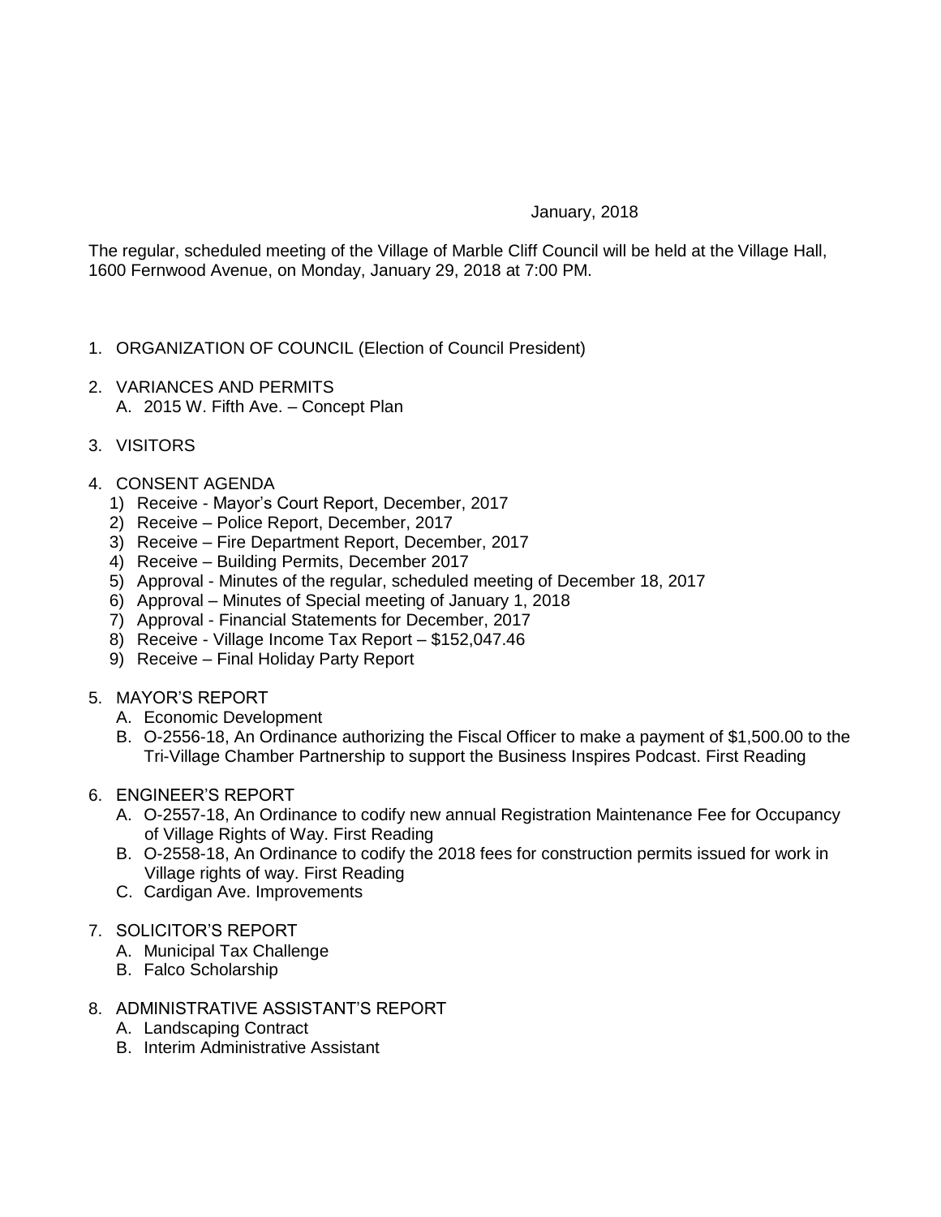January, 2018

The regular, scheduled meeting of the Village of Marble Cliff Council will be held at the Village Hall, 1600 Fernwood Avenue, on Monday, January 29, 2018 at 7:00 PM.

1. ORGANIZATION OF COUNCIL (Election of Council President)

2. VARIANCES AND PERMITS
   A. 2015 W. Fifth Ave. – Concept Plan

3. VISITORS

4. CONSENT AGENDA
   1) Receive - Mayor's Court Report, December, 2017
   2) Receive – Police Report, December, 2017
   3) Receive – Fire Department Report, December, 2017
   4) Receive – Building Permits, December 2017
   5) Approval - Minutes of the regular, scheduled meeting of December 18, 2017
   6) Approval – Minutes of Special meeting of January 1, 2018
   7) Approval - Financial Statements for December, 2017
   8) Receive - Village Income Tax Report – $152,047.46
   9) Receive – Final Holiday Party Report

5. MAYOR'S REPORT
   A. Economic Development
   B. O-2556-18, An Ordinance authorizing the Fiscal Officer to make a payment of $1,500.00 to the Tri-Village Chamber Partnership to support the Business Inspires Podcast. First Reading

6. ENGINEER'S REPORT
   A. O-2557-18, An Ordinance to codify new annual Registration Maintenance Fee for Occupancy of Village Rights of Way. First Reading
   B. O-2558-18, An Ordinance to codify the 2018 fees for construction permits issued for work in Village rights of way. First Reading
   C. Cardigan Ave. Improvements

7. SOLICITOR'S REPORT
   A. Municipal Tax Challenge
   B. Falco Scholarship

8. ADMINISTRATIVE ASSISTANT'S REPORT
   A. Landscaping Contract
   B. Interim Administrative Assistant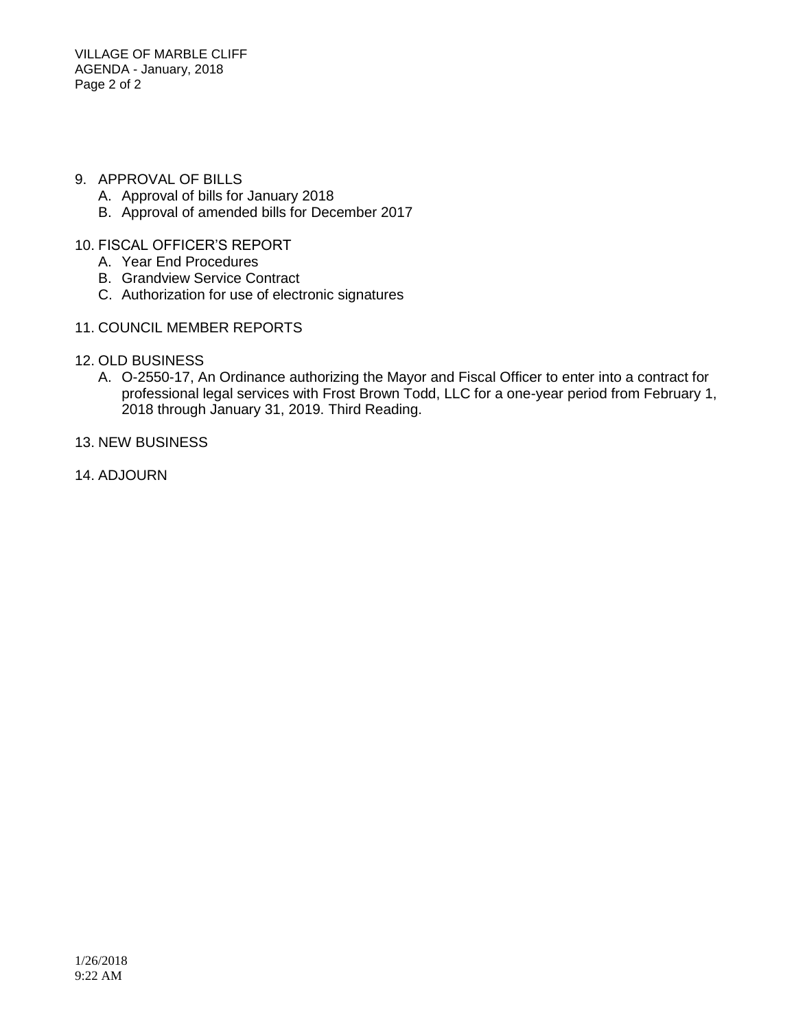9. APPROVAL OF BILLS
   A. Approval of bills for January 2018
   B. Approval of amended bills for December 2017

10. FISCAL OFFICER'S REPORT
    A. Year End Procedures
    B. Grandview Service Contract
    C. Authorization for use of electronic signatures

11. COUNCIL MEMBER REPORTS

12. OLD BUSINESS
    A. O-2550-17, An Ordinance authorizing the Mayor and Fiscal Officer to enter into a contract for professional legal services with Frost Brown Todd, LLC for a one-year period from February 1, 2018 through January 31, 2019. Third Reading.

13. NEW BUSINESS

14. ADJOURN

1/26/2018
9:22 AM